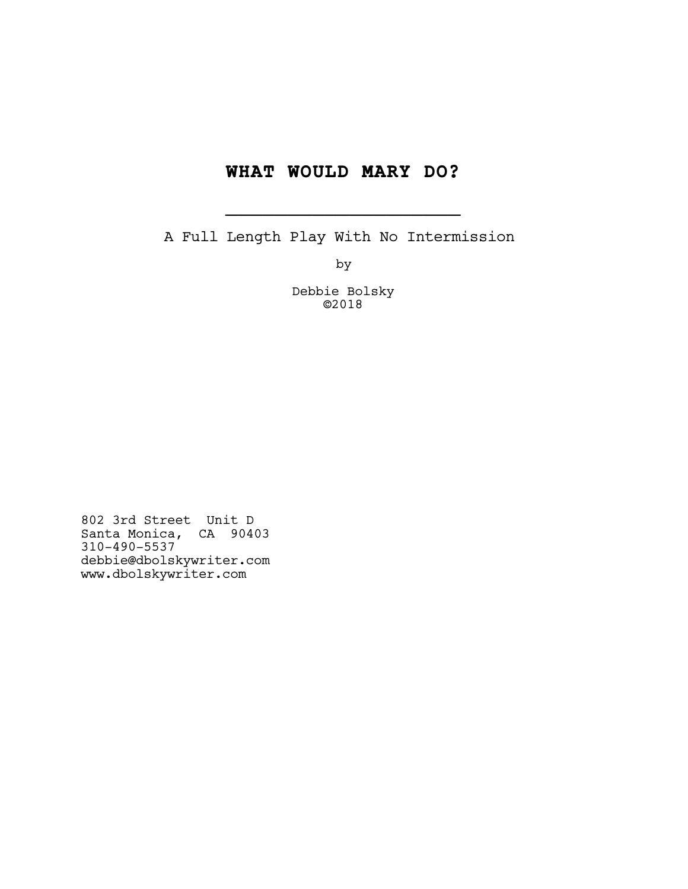# WHAT WOULD MARY DO?

---

A Full Length Play With No Intermission

by

Debbie Bolsky
©2018

802 3rd Street  Unit D
Santa Monica,  CA  90403
310-490-5537
debbie@dbolskywriter.com
www.dbolskywriter.com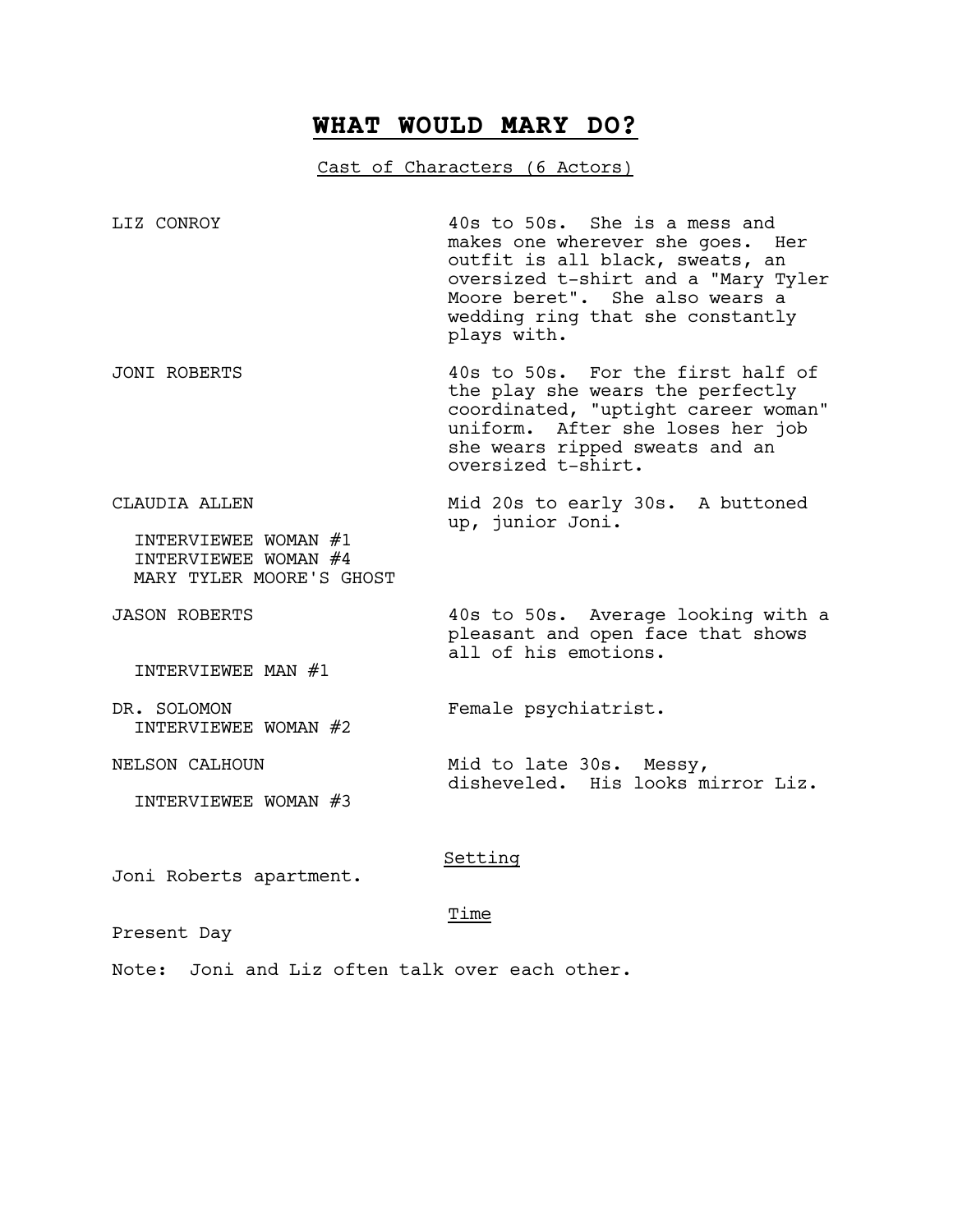# WHAT WOULD MARY DO?

Cast of Characters (6 Actors)

| | |
|---|---|
| LIZ CONROY | 40s to 50s. She is a mess and makes one wherever she goes. Her outfit is all black, sweats, an oversized t-shirt and a "Mary Tyler Moore beret". She also wears a wedding ring that she constantly plays with. |
| JONI ROBERTS | 40s to 50s. For the first half of the play she wears the perfectly coordinated, "uptight career woman" uniform. After she loses her job she wears ripped sweats and an oversized t-shirt. |
| CLAUDIA ALLEN<br>INTERVIEWEE WOMAN #1<br>INTERVIEWEE WOMAN #4<br>MARY TYLER MOORE'S GHOST | Mid 20s to early 30s. A buttoned up, junior Joni. |
| JASON ROBERTS<br>INTERVIEWEE MAN #1 | 40s to 50s. Average looking with a pleasant and open face that shows all of his emotions. |
| DR. SOLOMON<br>INTERVIEWEE WOMAN #2 | Female psychiatrist. |
| NELSON CALHOUN<br>INTERVIEWEE WOMAN #3 | Mid to late 30s. Messy, disheveled. His looks mirror Liz. |

Setting

Joni Roberts apartment.

Time

Present Day

Note: Joni and Liz often talk over each other.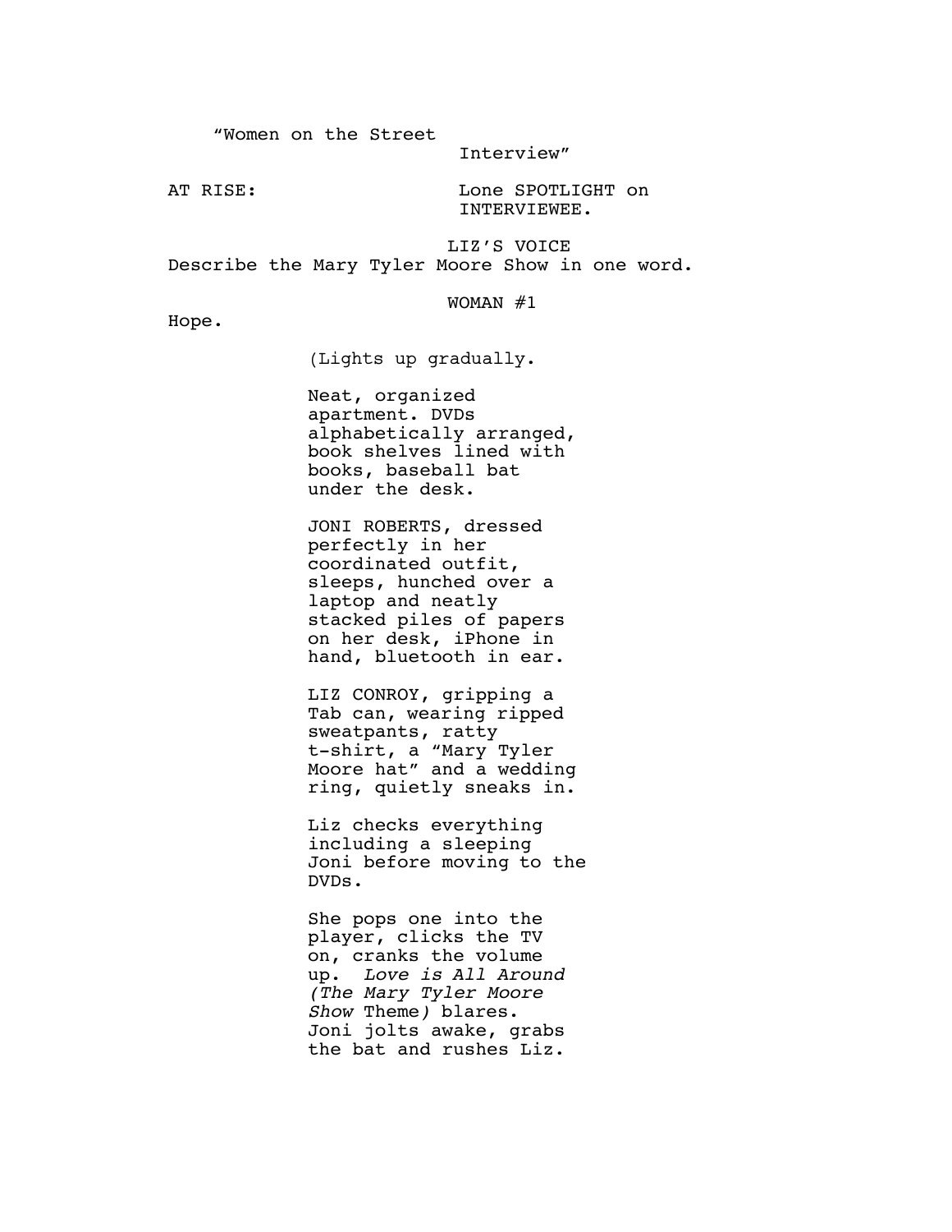"Women on the Street Interview"

AT RISE: Lone SPOTLIGHT on INTERVIEWEE.

LIZ'S VOICE

Describe the Mary Tyler Moore Show in one word.

WOMAN #1

Hope.

(Lights up gradually.

Neat, organized apartment. DVDs alphabetically arranged, book shelves lined with books, baseball bat under the desk.

JONI ROBERTS, dressed perfectly in her coordinated outfit, sleeps, hunched over a laptop and neatly stacked piles of papers on her desk, iPhone in hand, bluetooth in ear.

LIZ CONROY, gripping a Tab can, wearing ripped sweatpants, ratty t-shirt, a "Mary Tyler Moore hat" and a wedding ring, quietly sneaks in.

Liz checks everything including a sleeping Joni before moving to the DVDs.

She pops one into the player, clicks the TV on, cranks the volume up. *Love is All Around (The Mary Tyler Moore Show* Theme*)* blares. Joni jolts awake, grabs the bat and rushes Liz.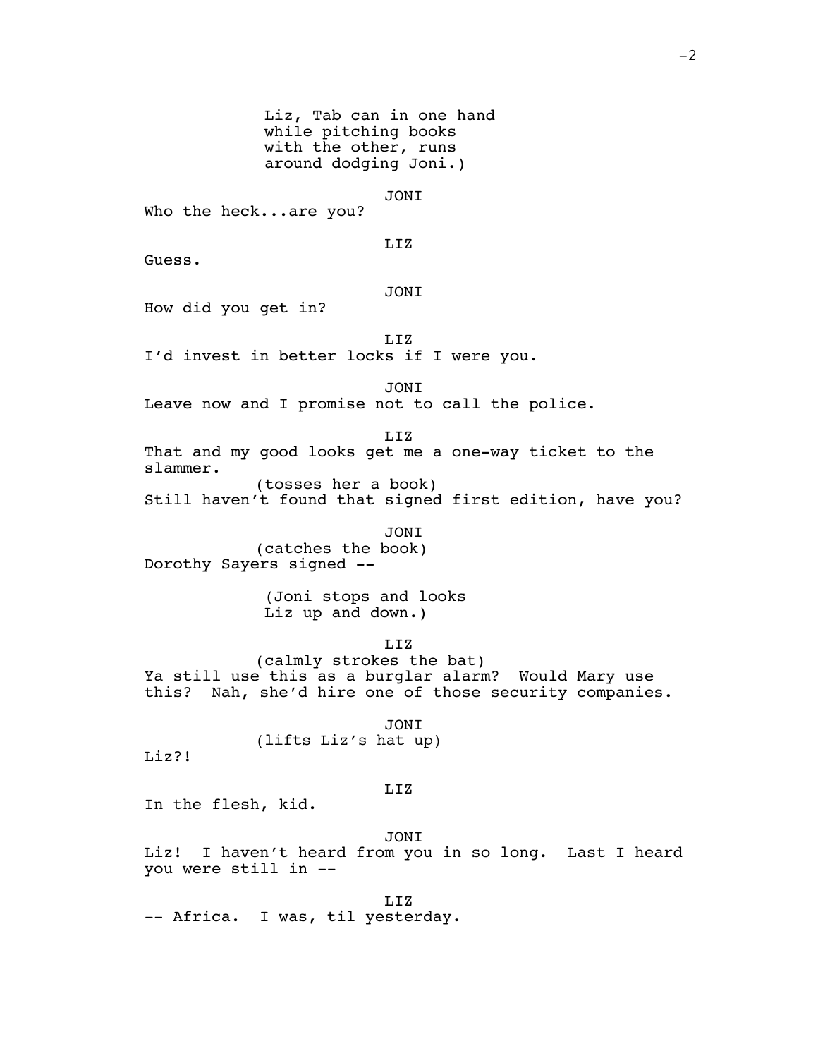Liz, Tab can in one hand while pitching books with the other, runs around dodging Joni.)

JONI

Who the heck...are you?

LIZ

Guess.

JONI

How did you get in?

LIZ

I'd invest in better locks if I were you.

JONI

Leave now and I promise not to call the police.

LIZ

That and my good looks get me a one-way ticket to the slammer.

(tosses her a book)

Still haven't found that signed first edition, have you?

JONI

(catches the book)

Dorothy Sayers signed --

(Joni stops and looks Liz up and down.)

LIZ

(calmly strokes the bat)

Ya still use this as a burglar alarm? Would Mary use this? Nah, she'd hire one of those security companies.

JONI

(lifts Liz's hat up)

Liz?!

LIZ

In the flesh, kid.

JONI

Liz! I haven't heard from you in so long. Last I heard you were still in --

LIZ

-- Africa. I was, til yesterday.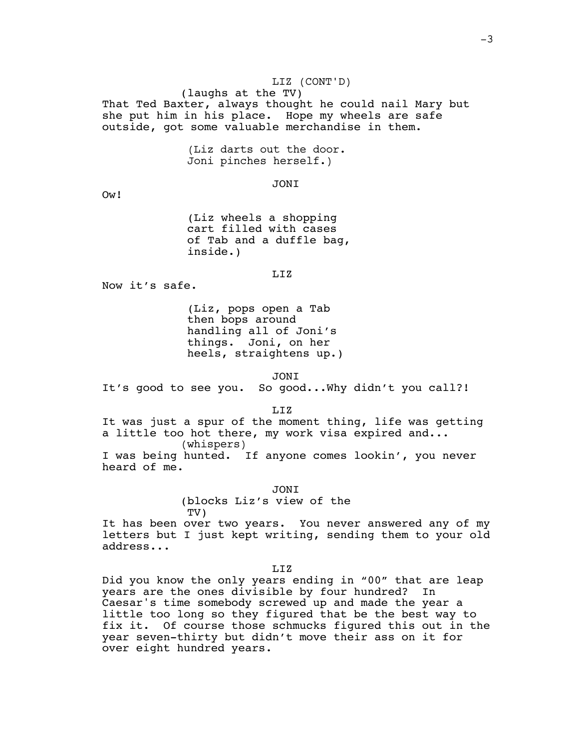LIZ (CONT'D)

(laughs at the TV)

That Ted Baxter, always thought he could nail Mary but she put him in his place. Hope my wheels are safe outside, got some valuable merchandise in them.

(Liz darts out the door. Joni pinches herself.)

JONI

Ow!

(Liz wheels a shopping cart filled with cases of Tab and a duffle bag, inside.)

LIZ

Now it's safe.

(Liz, pops open a Tab then bops around handling all of Joni's things. Joni, on her heels, straightens up.)

JONI

It's good to see you. So good...Why didn't you call?!

LIZ

It was just a spur of the moment thing, life was getting a little too hot there, my work visa expired and...

(whispers)

I was being hunted. If anyone comes lookin', you never heard of me.

JONI

(blocks Liz's view of the TV)

It has been over two years. You never answered any of my letters but I just kept writing, sending them to your old address...

LIZ

Did you know the only years ending in "00" that are leap years are the ones divisible by four hundred? In Caesar's time somebody screwed up and made the year a little too long so they figured that be the best way to fix it. Of course those schmucks figured this out in the year seven-thirty but didn't move their ass on it for over eight hundred years.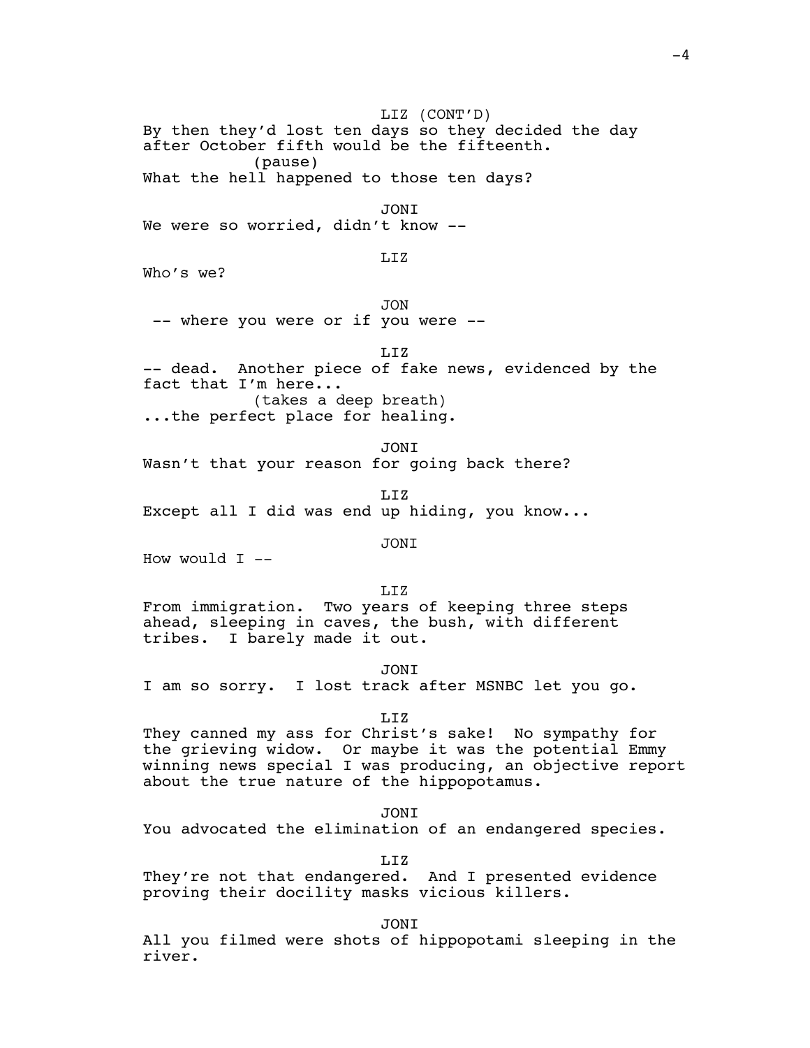LIZ (CONT'D)

By then they'd lost ten days so they decided the day after October fifth would be the fifteenth.

(pause)

What the hell happened to those ten days?

JONI

We were so worried, didn't know --

LIZ

Who's we?

JON

-- where you were or if you were --

LIZ

-- dead. Another piece of fake news, evidenced by the fact that I'm here...

(takes a deep breath)

...the perfect place for healing.

JONI

Wasn't that your reason for going back there?

LIZ

Except all I did was end up hiding, you know...

JONI

How would I --

LIZ

From immigration. Two years of keeping three steps ahead, sleeping in caves, the bush, with different tribes. I barely made it out.

JONI

I am so sorry. I lost track after MSNBC let you go.

LIZ

They canned my ass for Christ's sake! No sympathy for the grieving widow. Or maybe it was the potential Emmy winning news special I was producing, an objective report about the true nature of the hippopotamus.

JONI

You advocated the elimination of an endangered species.

LIZ

They're not that endangered. And I presented evidence proving their docility masks vicious killers.

JONI

All you filmed were shots of hippopotami sleeping in the river.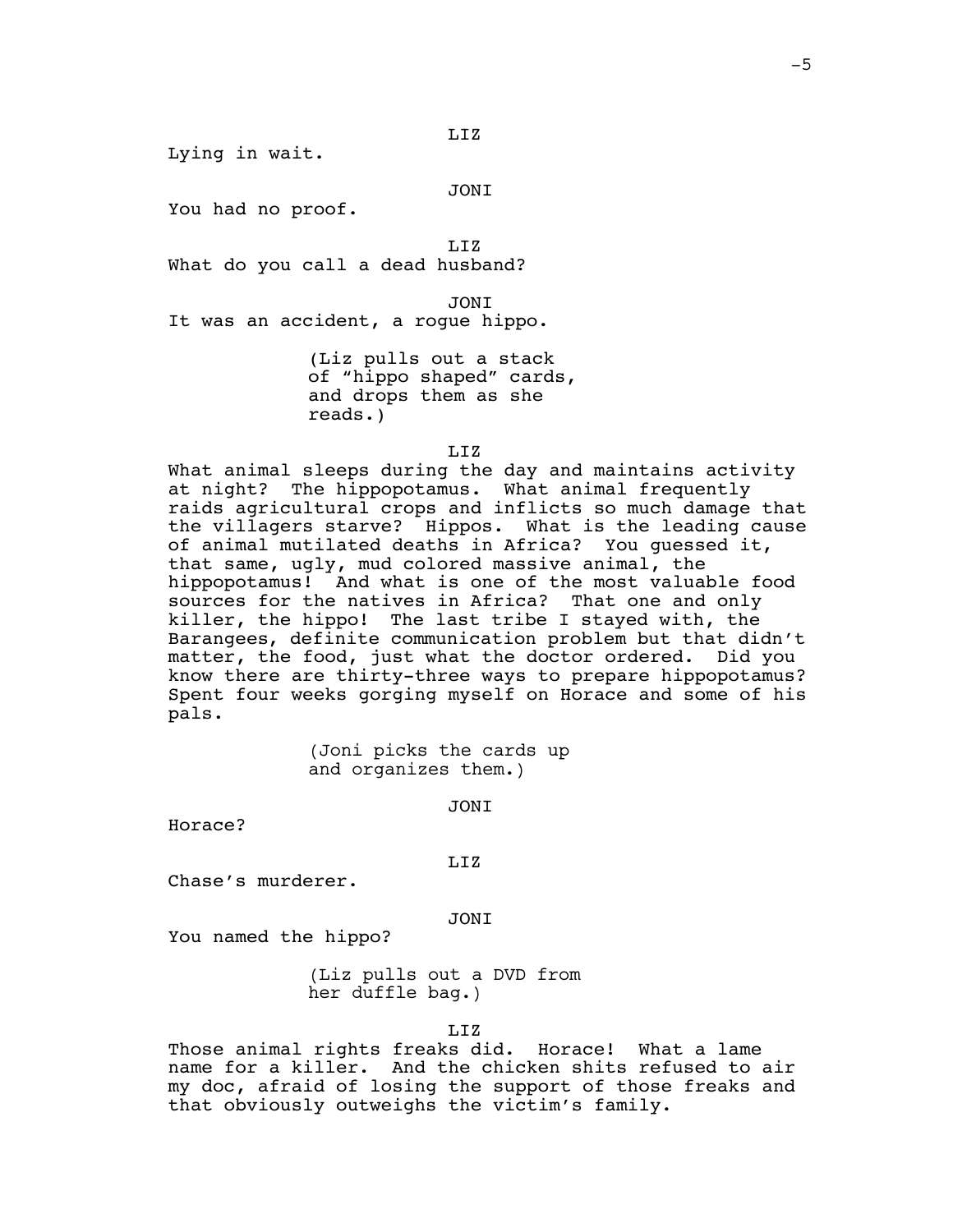LIZ

Lying in wait.

JONI

You had no proof.

LIZ

What do you call a dead husband?

JONI

It was an accident, a rogue hippo.

(Liz pulls out a stack of “hippo shaped” cards, and drops them as she reads.)

LIZ

What animal sleeps during the day and maintains activity at night? The hippopotamus. What animal frequently raids agricultural crops and inflicts so much damage that the villagers starve? Hippos. What is the leading cause of animal mutilated deaths in Africa? You guessed it, that same, ugly, mud colored massive animal, the hippopotamus! And what is one of the most valuable food sources for the natives in Africa? That one and only killer, the hippo! The last tribe I stayed with, the Barangees, definite communication problem but that didn’t matter, the food, just what the doctor ordered. Did you know there are thirty-three ways to prepare hippopotamus? Spent four weeks gorging myself on Horace and some of his pals.

(Joni picks the cards up and organizes them.)

JONI

Horace?

LIZ

Chase’s murderer.

JONI

You named the hippo?

(Liz pulls out a DVD from her duffle bag.)

LIZ

Those animal rights freaks did. Horace! What a lame name for a killer. And the chicken shits refused to air my doc, afraid of losing the support of those freaks and that obviously outweighs the victim’s family.